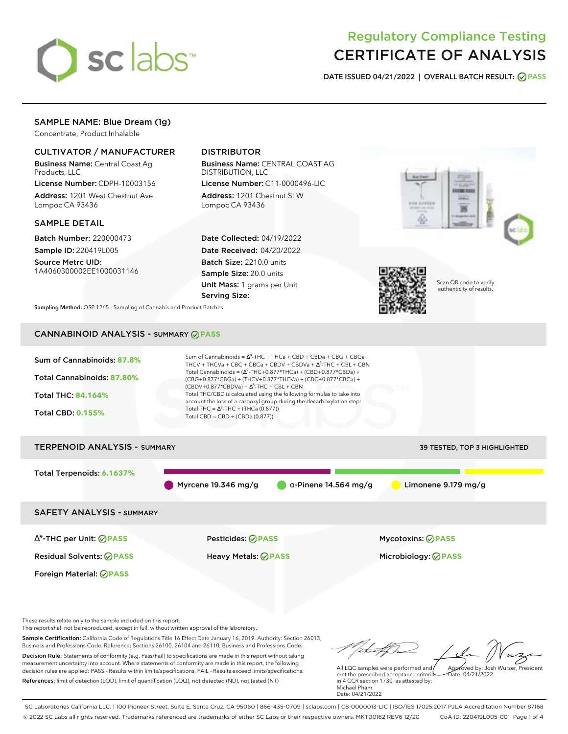# Regulatory Compliance Testing
# CERTIFICATE OF ANALYSIS

**DATE ISSUED 04/21/2022 | OVERALL BATCH RESULT: PASS**

## SAMPLE NAME: Blue Dream (1g)

Concentrate, Product Inhalable

### CULTIVATOR / MANUFACTURER

**Business Name:** Central Coast Ag Products, LLC

**License Number:** CDPH-10003156

**Address:** 1201 West Chestnut Ave. Lompoc CA 93436

### DISTRIBUTOR

**Business Name:** CENTRAL COAST AG DISTRIBUTION, LLC

**License Number:** C11-0000496-LIC

**Address:** 1201 Chestnut St W Lompoc CA 93436

### SAMPLE DETAIL

**Batch Number:** 220000473

**Sample ID:** 220419L005

**Source Metrc UID:** 1A4060300002EE1000031146

**Date Collected:** 04/19/2022

**Date Received:** 04/20/2022

**Batch Size:** 2210.0 units

**Sample Size:** 20.0 units

**Unit Mass:** 1 grams per Unit

**Serving Size:**

Scan QR code to verify authenticity of results.

**Sampling Method:** QSP 1265 - Sampling of Cannabis and Product Batches

## CANNABINOID ANALYSIS - SUMMARY PASS

**Sum of Cannabinoids:** 87.8%

**Total Cannabinoids:** 87.80%

**Total THC:** 84.164%

**Total CBD:** 0.155%

Sum of Cannabinoids = $\Delta^9$-THC + THCa + CBD + CBDa + CBG + CBGa + THCV + THCVa + CBC + CBCa + CBDV + CBDVa + $\Delta^8$-THC + CBL + CBN

Total Cannabinoids = ($\Delta^9$-THC+0.877\*THCa) + (CBD+0.877\*CBDa) + (CBG+0.877\*CBGa) + (THCV+0.877\*THCVa) + (CBC+0.877\*CBCa) + (CBDV+0.877\*CBDVa) + $\Delta^8$-THC + CBL + CBN

Total THC/CBD is calculated using the following formulas to take into account the loss of a carboxyl group during the decarboxylation step:

Total THC = $\Delta^9$-THC + (THCa (0.877))

Total CBD = CBD + (CBDa (0.877))

## TERPENOID ANALYSIS - SUMMARY

39 TESTED, TOP 3 HIGHLIGHTED

**Total Terpenoids:** 6.1637%

Myrcene 19.346 mg/g | α-Pinene 14.564 mg/g | Limonene 9.179 mg/g

## SAFETY ANALYSIS - SUMMARY

| | | |
|---|---|---|
| $\Delta^9$-THC per Unit: PASS | Pesticides: PASS | Mycotoxins: PASS |
| Residual Solvents: PASS | Heavy Metals: PASS | Microbiology: PASS |
| Foreign Material: PASS | | |

These results relate only to the sample included on this report.
This report shall not be reproduced, except in full, without written approval of the laboratory.

**Sample Certification:** California Code of Regulations Title 16 Effect Date January 16, 2019. Authority: Section 26013, Business and Professions Code. Reference: Sections 26100, 26104 and 26110, Business and Professions Code.

**Decision Rule:** Statements of conformity (e.g. Pass/Fail) to specifications are made in this report without taking measurement uncertainty into account. Where statements of conformity are made in this report, the following decision rules are applied: PASS - Results within limits/specifications, FAIL - Results exceed limits/specifications.

**References:** limit of detection (LOD), limit of quantification (LOQ), not detected (ND), not tested (NT)

All LQC samples were performed and met the prescribed acceptance criteria in 4 CCR section 1730, as attested by: Michael Pham
Date: 04/21/2022

Approved by: Josh Wurzer, President
Date: 04/21/2022

SC Laboratories California LLC. | 100 Pioneer Street, Suite E, Santa Cruz, CA 95060 | 866-435-0709 | sclabs.com | C8-0000013-LIC | ISO/IES 17025:2017 PJLA Accreditation Number 87168
© 2022 SC Labs all rights reserved. Trademarks referenced are trademarks of either SC Labs or their respective owners. MKT00162 REV6 12/20 CoA ID: 220419L005-001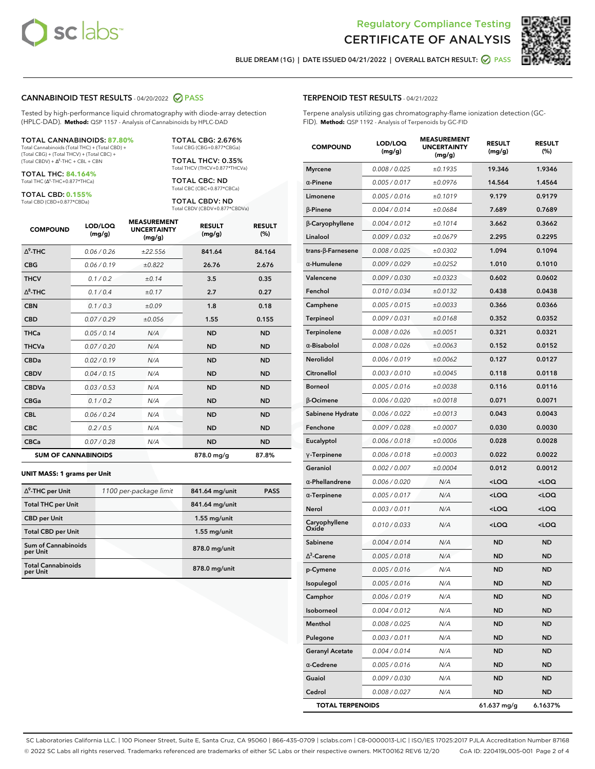# Regulatory Compliance Testing
# CERTIFICATE OF ANALYSIS

BLUE DREAM (1G) | DATE ISSUED 04/21/2022 | OVERALL BATCH RESULT: PASS

## CANNABINOID TEST RESULTS - 04/20/2022 PASS

Tested by high-performance liquid chromatography with diode-array detection (HPLC-DAD). **Method:** QSP 1157 - Analysis of Cannabinoids by HPLC-DAD

**TOTAL CANNABINOIDS: 87.80%**
Total Cannabinoids (Total THC) + (Total CBD) + (Total CBG) + (Total THCV) + (Total CBC) + (Total CBDV) + $\Delta^8$-THC + CBL + CBN

**TOTAL THC: 84.164%**
Total THC ($\Delta^9$-THC+0.877*THCa)

**TOTAL CBD: 0.155%**
Total CBD (CBD+0.877*CBDa)

**TOTAL CBG: 2.676%**
Total CBG (CBG+0.877*CBGa)

**TOTAL THCV: 0.35%**
Total THCV (THCV+0.877*THCVa)

**TOTAL CBC: ND**
Total CBC (CBC+0.877*CBCa)

**TOTAL CBDV: ND**
Total CBDV (CBDV+0.877*CBDVa)

| COMPOUND | LOD/LOQ (mg/g) | MEASUREMENT UNCERTAINTY (mg/g) | RESULT (mg/g) | RESULT (%) |
|---|---|---|---|---|
| $\Delta^9$-THC | 0.06 / 0.26 | ±22.556 | 841.64 | 84.164 |
| CBG | 0.06 / 0.19 | ±0.822 | 26.76 | 2.676 |
| THCV | 0.1 / 0.2 | ±0.14 | 3.5 | 0.35 |
| $\Delta^8$-THC | 0.1 / 0.4 | ±0.17 | 2.7 | 0.27 |
| CBN | 0.1 / 0.3 | ±0.09 | 1.8 | 0.18 |
| CBD | 0.07 / 0.29 | ±0.056 | 1.55 | 0.155 |
| THCa | 0.05 / 0.14 | N/A | ND | ND |
| THCVa | 0.07 / 0.20 | N/A | ND | ND |
| CBDa | 0.02 / 0.19 | N/A | ND | ND |
| CBDV | 0.04 / 0.15 | N/A | ND | ND |
| CBDVa | 0.03 / 0.53 | N/A | ND | ND |
| CBGa | 0.1 / 0.2 | N/A | ND | ND |
| CBL | 0.06 / 0.24 | N/A | ND | ND |
| CBC | 0.2 / 0.5 | N/A | ND | ND |
| CBCa | 0.07 / 0.28 | N/A | ND | ND |
| **SUM OF CANNABINOIDS** | | | 878.0 mg/g | 87.8% |

**UNIT MASS: 1 grams per Unit**

| | | | |
|---|---|---|---|
| $\Delta^9$-THC per Unit | 1100 per-package limit | 841.64 mg/unit | PASS |
| Total THC per Unit | | 841.64 mg/unit | |
| CBD per Unit | | 1.55 mg/unit | |
| Total CBD per Unit | | 1.55 mg/unit | |
| Sum of Cannabinoids per Unit | | 878.0 mg/unit | |
| Total Cannabinoids per Unit | | 878.0 mg/unit | |

## TERPENOID TEST RESULTS - 04/21/2022

Terpene analysis utilizing gas chromatography-flame ionization detection (GC-FID). **Method:** QSP 1192 - Analysis of Terpenoids by GC-FID

| COMPOUND | LOD/LOQ (mg/g) | MEASUREMENT UNCERTAINTY (mg/g) | RESULT (mg/g) | RESULT (%) |
|---|---|---|---|---|
| Myrcene | 0.008 / 0.025 | ±0.1935 | 19.346 | 1.9346 |
| α-Pinene | 0.005 / 0.017 | ±0.0976 | 14.564 | 1.4564 |
| Limonene | 0.005 / 0.016 | ±0.1019 | 9.179 | 0.9179 |
| β-Pinene | 0.004 / 0.014 | ±0.0684 | 7.689 | 0.7689 |
| β-Caryophyllene | 0.004 / 0.012 | ±0.1014 | 3.662 | 0.3662 |
| Linalool | 0.009 / 0.032 | ±0.0679 | 2.295 | 0.2295 |
| trans-β-Farnesene | 0.008 / 0.025 | ±0.0302 | 1.094 | 0.1094 |
| α-Humulene | 0.009 / 0.029 | ±0.0252 | 1.010 | 0.1010 |
| Valencene | 0.009 / 0.030 | ±0.0323 | 0.602 | 0.0602 |
| Fenchol | 0.010 / 0.034 | ±0.0132 | 0.438 | 0.0438 |
| Camphene | 0.005 / 0.015 | ±0.0033 | 0.366 | 0.0366 |
| Terpineol | 0.009 / 0.031 | ±0.0168 | 0.352 | 0.0352 |
| Terpinolene | 0.008 / 0.026 | ±0.0051 | 0.321 | 0.0321 |
| α-Bisabolol | 0.008 / 0.026 | ±0.0063 | 0.152 | 0.0152 |
| Nerolidol | 0.006 / 0.019 | ±0.0062 | 0.127 | 0.0127 |
| Citronellol | 0.003 / 0.010 | ±0.0045 | 0.118 | 0.0118 |
| Borneol | 0.005 / 0.016 | ±0.0038 | 0.116 | 0.0116 |
| β-Ocimene | 0.006 / 0.020 | ±0.0018 | 0.071 | 0.0071 |
| Sabinene Hydrate | 0.006 / 0.022 | ±0.0013 | 0.043 | 0.0043 |
| Fenchone | 0.009 / 0.028 | ±0.0007 | 0.030 | 0.0030 |
| Eucalyptol | 0.006 / 0.018 | ±0.0006 | 0.028 | 0.0028 |
| γ-Terpinene | 0.006 / 0.018 | ±0.0003 | 0.022 | 0.0022 |
| Geraniol | 0.002 / 0.007 | ±0.0004 | 0.012 | 0.0012 |
| α-Phellandrene | 0.006 / 0.020 | N/A | <LOQ | <LOQ |
| α-Terpinene | 0.005 / 0.017 | N/A | <LOQ | <LOQ |
| Nerol | 0.003 / 0.011 | N/A | <LOQ | <LOQ |
| Caryophyllene Oxide | 0.010 / 0.033 | N/A | <LOQ | <LOQ |
| Sabinene | 0.004 / 0.014 | N/A | ND | ND |
| $\Delta^3$-Carene | 0.005 / 0.018 | N/A | ND | ND |
| p-Cymene | 0.005 / 0.016 | N/A | ND | ND |
| Isopulegol | 0.005 / 0.016 | N/A | ND | ND |
| Camphor | 0.006 / 0.019 | N/A | ND | ND |
| Isoborneol | 0.004 / 0.012 | N/A | ND | ND |
| Menthol | 0.008 / 0.025 | N/A | ND | ND |
| Pulegone | 0.003 / 0.011 | N/A | ND | ND |
| Geranyl Acetate | 0.004 / 0.014 | N/A | ND | ND |
| α-Cedrene | 0.005 / 0.016 | N/A | ND | ND |
| Guaiol | 0.009 / 0.030 | N/A | ND | ND |
| Cedrol | 0.008 / 0.027 | N/A | ND | ND |
| **TOTAL TERPENOIDS** | | | 61.637 mg/g | 6.1637% |

SC Laboratories California LLC. | 100 Pioneer Street, Suite E, Santa Cruz, CA 95060 | 866-435-0709 | sclabs.com | C8-0000013-LIC | ISO/IES 17025:2017 PJLA Accreditation Number 87168
© 2022 SC Labs all rights reserved. Trademarks referenced are trademarks of either SC Labs or their respective owners. MKT00162 REV6 12/20 CoA ID: 220419L005-001